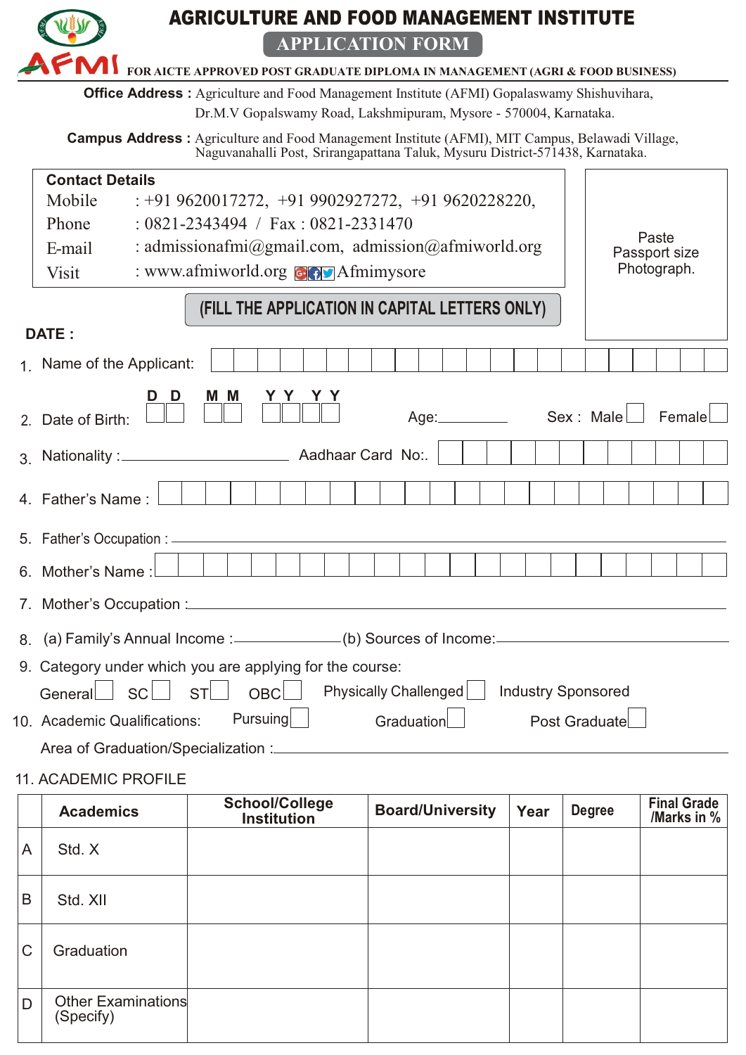# AGRICULTURE AND FOOD MANAGEMENT INSTITUTE

## APPLICATION FORM

**FOR AICTE APPROVED POST GRADUATE DIPLOMA IN MANAGEMENT (AGRI & FOOD BUSINESS)**

**Office Address :** Agriculture and Food Management Institute (AFMI) Gopalaswamy Shishuvihara, Dr.M.V Gopalswamy Road, Lakshmipuram, Mysore - 570004, Karnataka.

**Campus Address :** Agriculture and Food Management Institute (AFMI), MIT Campus, Belawadi Village, Naguvanahalli Post, Srirangapattana Taluk, Mysuru District-571438, Karnataka.

**Contact Details**

Mobile : +91 9620017272, +91 9902927272, +91 9620228220,

Phone : 0821-2343494 / Fax : 0821-2331470

E-mail : admissionafmi@gmail.com, admission@afmiworld.org

Visit : www.afmiworld.org Afmimysore

Paste Passport size Photograph.

**(FILL THE APPLICATION IN CAPITAL LETTERS ONLY)**

**DATE :**

1. Name of the Applicant: ☐☐☐☐☐☐☐☐☐☐☐☐☐☐☐☐☐☐☐☐☐☐

2. Date of Birth: D D ☐☐ M M ☐☐ Y Y Y Y ☐☐☐☐ Age:__________ Sex : Male ☐ Female ☐

3. Nationality :______________________ Aadhaar Card No:. ☐☐☐☐☐☐☐☐☐☐☐☐

4. Father's Name : ☐☐☐☐☐☐☐☐☐☐☐☐☐☐☐☐☐☐☐☐☐☐☐

5. Father's Occupation : ______________________________________________

6. Mother's Name : ☐☐☐☐☐☐☐☐☐☐☐☐☐☐☐☐☐☐☐☐☐☐☐

7. Mother's Occupation :______________________________________________

8. (a) Family's Annual Income :______________ (b) Sources of Income:______________

9. Category under which you are applying for the course:

   General ☐ SC ☐ ST ☐ OBC ☐ Physically Challenged ☐ Industry Sponsored

10. Academic Qualifications: Pursuing ☐ Graduation ☐ Post Graduate ☐

    Area of Graduation/Specialization :______________________________________

11. ACADEMIC PROFILE

| | Academics | School/College Institution | Board/University | Year | Degree | Final Grade /Marks in % |
|---|---|---|---|---|---|---|
| A | Std. X | | | | | |
| B | Std. XII | | | | | |
| C | Graduation | | | | | |
| D | Other Examinations (Specify) | | | | | |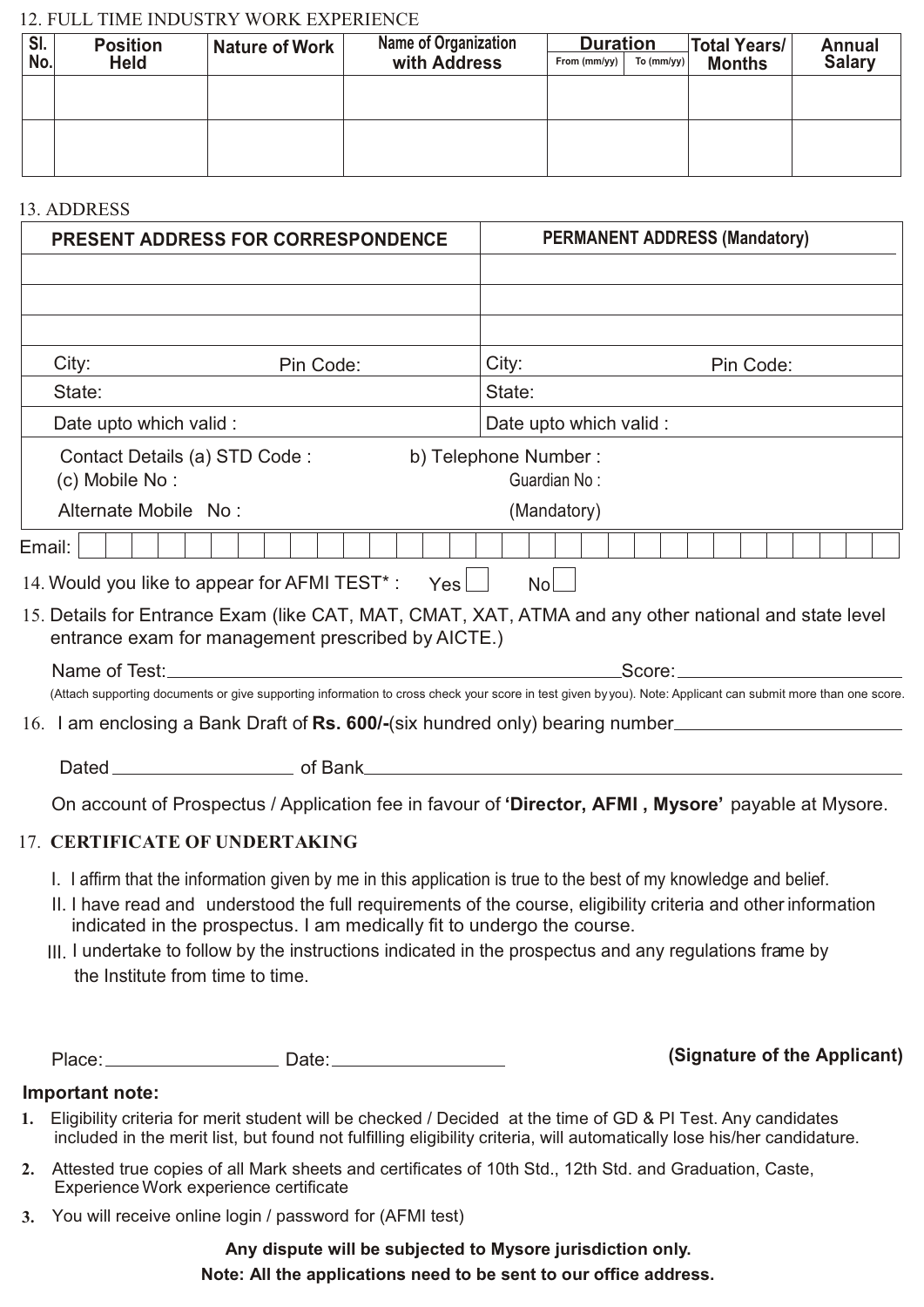12. FULL TIME INDUSTRY WORK EXPERIENCE

| Sl. No. | Position Held | Nature of Work | Name of Organization with Address | Duration | | Total Years/ Months | Annual Salary |
|---|---|---|---|---|---|---|---|
| | | | | From (mm/yy) | To (mm/yy) | | |
| | | | | | | | |
| | | | | | | | |

13. ADDRESS

| PRESENT ADDRESS FOR CORRESPONDENCE | PERMANENT ADDRESS (Mandatory) |
|---|---|
| | |
| | |
| | |
| City: Pin Code: | City: Pin Code: |
| State: | State: |
| Date upto which valid : | Date upto which valid : |

Contact Details (a) STD Code : b) Telephone Number :
(c) Mobile No : Guardian No : (Mandatory)
Alternate Mobile No :

Email:

14. Would you like to appear for AFMI TEST* : Yes ☐ No ☐

15. Details for Entrance Exam (like CAT, MAT, CMAT, XAT, ATMA and any other national and state level entrance exam for management prescribed by AICTE.)

Name of Test:______________________ Score:______________

(Attach supporting documents or give supporting information to cross check your score in test given by you). Note: Applicant can submit more than one score.

16. I am enclosing a Bank Draft of **Rs. 600/-**(six hundred only) bearing number______________

Dated ______________ of Bank______________________

On account of Prospectus / Application fee in favour of **'Director, AFMI , Mysore'** payable at Mysore.

17. **CERTIFICATE OF UNDERTAKING**

I. I affirm that the information given by me in this application is true to the best of my knowledge and belief.
II. I have read and understood the full requirements of the course, eligibility criteria and other information indicated in the prospectus. I am medically fit to undergo the course.
III. I undertake to follow by the instructions indicated in the prospectus and any regulations frame by the Institute from time to time.

Place:______________ Date:______________ **(Signature of the Applicant)**

**Important note:**

1. Eligibility criteria for merit student will be checked / Decided at the time of GD & PI Test. Any candidates included in the merit list, but found not fulfilling eligibility criteria, will automatically lose his/her candidature.
2. Attested true copies of all Mark sheets and certificates of 10th Std., 12th Std. and Graduation, Caste, Experience Work experience certificate
3. You will receive online login / password for (AFMI test)

**Any dispute will be subjected to Mysore jurisdiction only.**

**Note: All the applications need to be sent to our office address.**